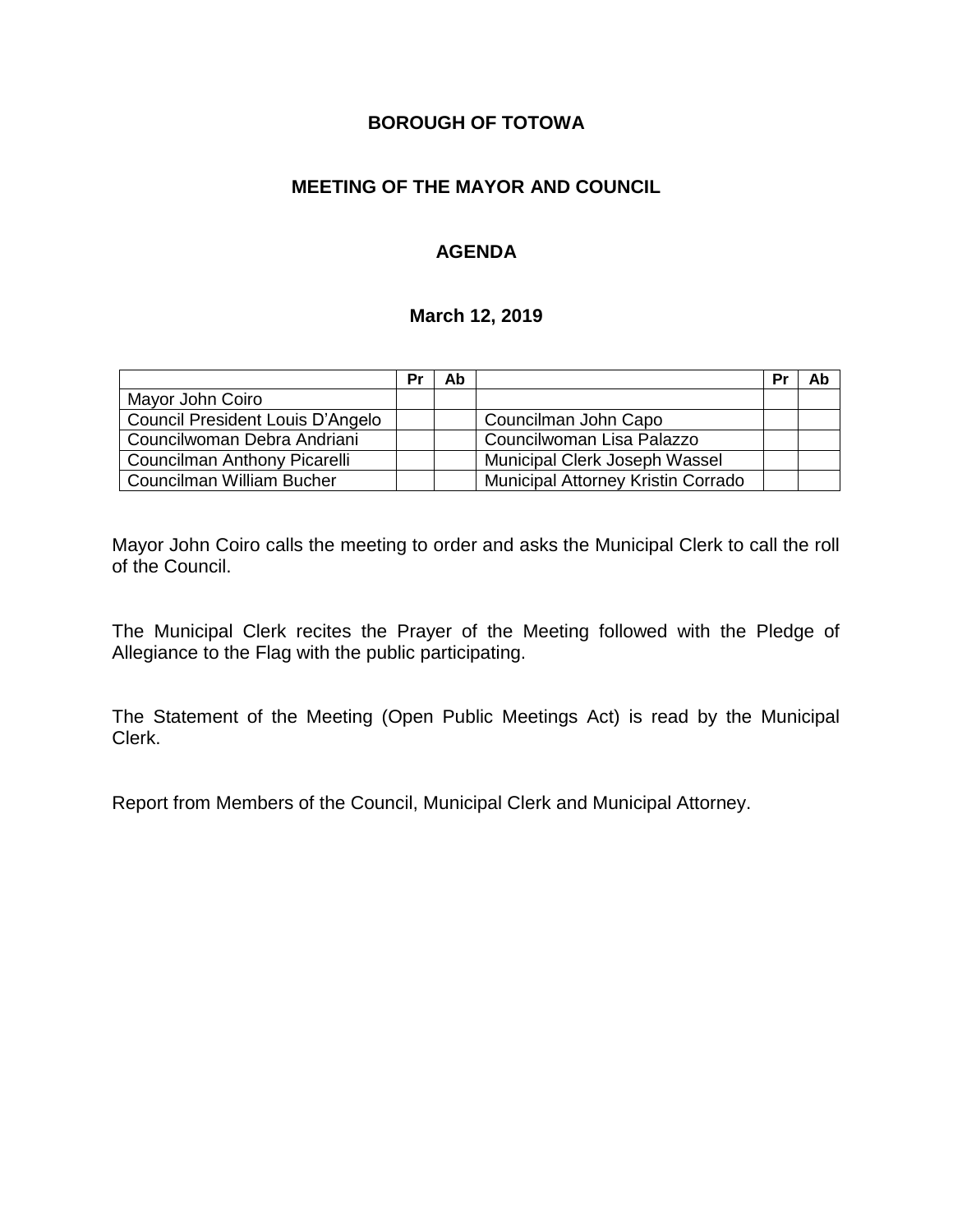**BOROUGH OF TOTOWA**

**MEETING OF THE MAYOR AND COUNCIL**

**AGENDA**

**March 12, 2019**

| | Pr | Ab | | Pr | Ab |
|---|---|---|---|---|---|
| Mayor John Coiro | | | | | |
| Council President Louis D'Angelo | | | Councilman John Capo | | |
| Councilwoman Debra Andriani | | | Councilwoman Lisa Palazzo | | |
| Councilman Anthony Picarelli | | | Municipal Clerk Joseph Wassel | | |
| Councilman William Bucher | | | Municipal Attorney Kristin Corrado | | |

Mayor John Coiro calls the meeting to order and asks the Municipal Clerk to call the roll of the Council.

The Municipal Clerk recites the Prayer of the Meeting followed with the Pledge of Allegiance to the Flag with the public participating.

The Statement of the Meeting (Open Public Meetings Act) is read by the Municipal Clerk.

Report from Members of the Council, Municipal Clerk and Municipal Attorney.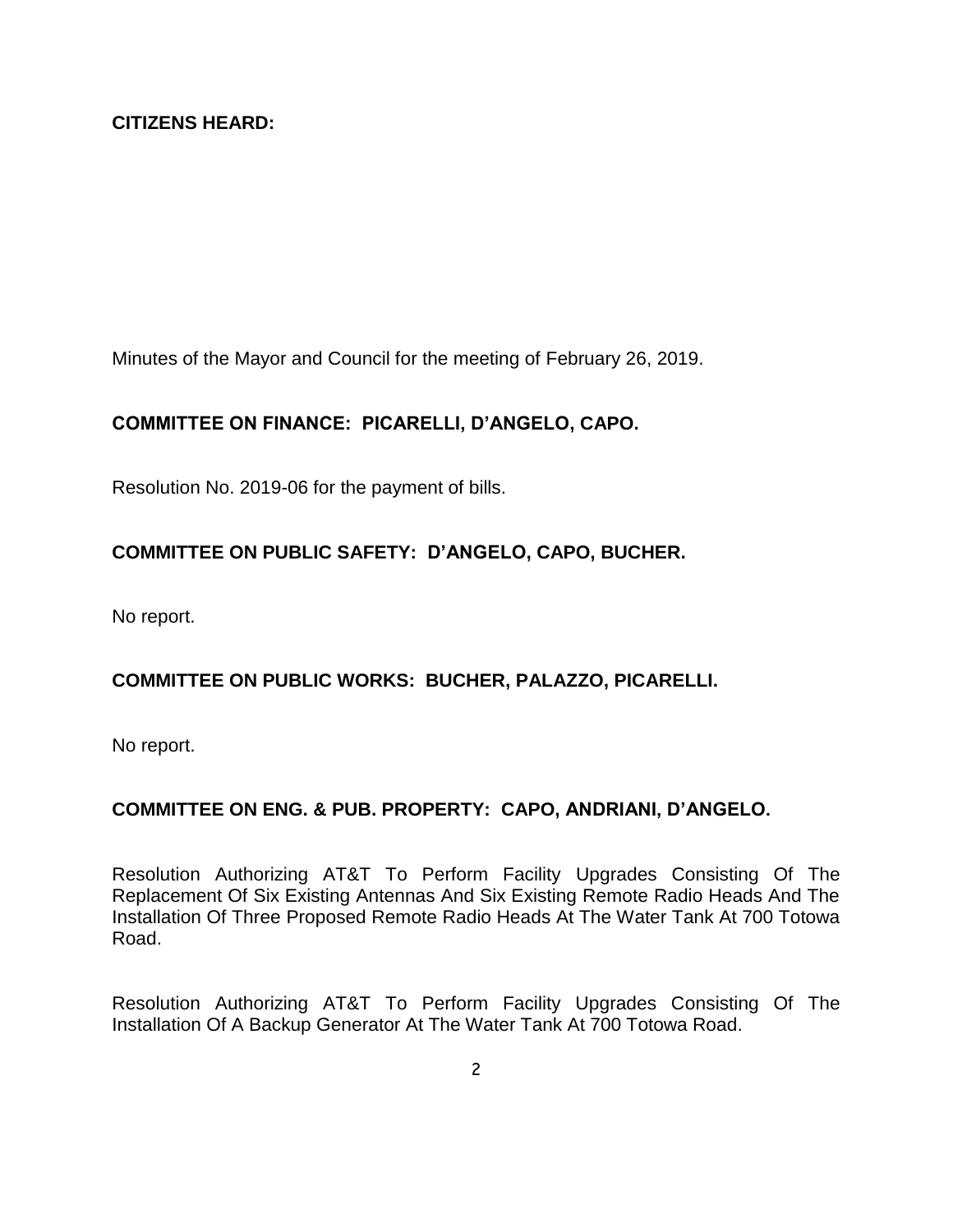**CITIZENS HEARD:**

Minutes of the Mayor and Council for the meeting of February 26, 2019.

**COMMITTEE ON FINANCE: PICARELLI, D'ANGELO, CAPO.**

Resolution No. 2019-06 for the payment of bills.

**COMMITTEE ON PUBLIC SAFETY: D'ANGELO, CAPO, BUCHER.**

No report.

**COMMITTEE ON PUBLIC WORKS: BUCHER, PALAZZO, PICARELLI.**

No report.

**COMMITTEE ON ENG. & PUB. PROPERTY: CAPO, ANDRIANI, D'ANGELO.**

Resolution Authorizing AT&T To Perform Facility Upgrades Consisting Of The Replacement Of Six Existing Antennas And Six Existing Remote Radio Heads And The Installation Of Three Proposed Remote Radio Heads At The Water Tank At 700 Totowa Road.

Resolution Authorizing AT&T To Perform Facility Upgrades Consisting Of The Installation Of A Backup Generator At The Water Tank At 700 Totowa Road.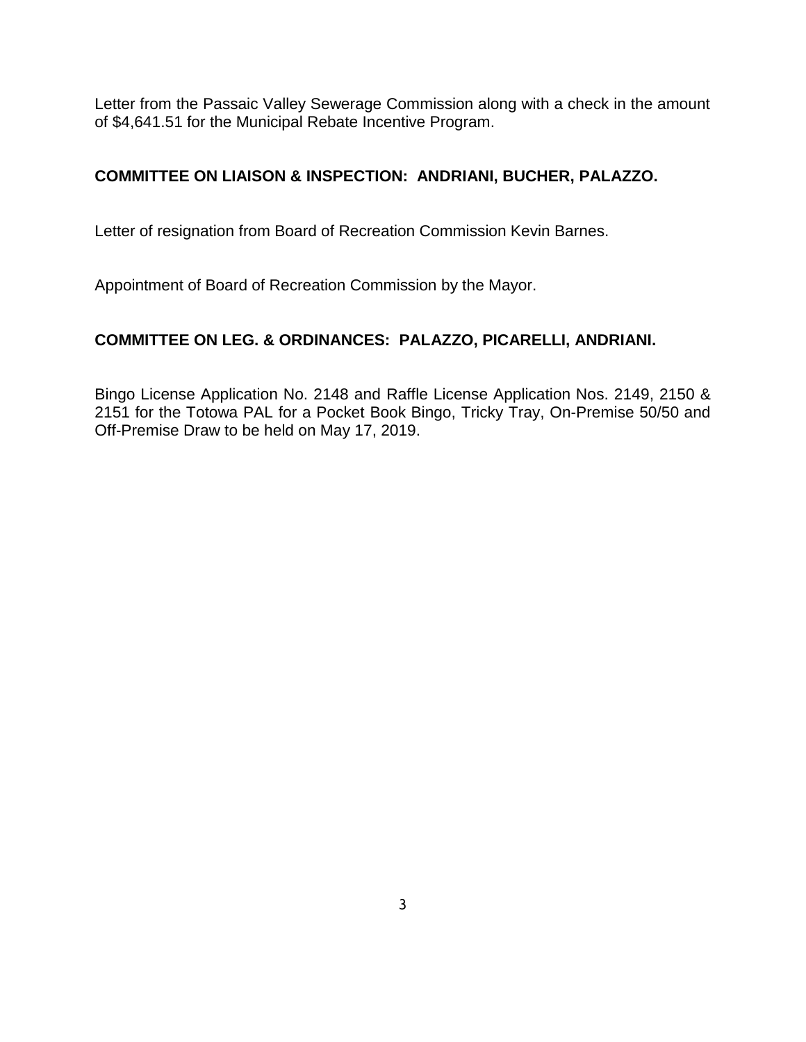Letter from the Passaic Valley Sewerage Commission along with a check in the amount of $4,641.51 for the Municipal Rebate Incentive Program.

**COMMITTEE ON LIAISON & INSPECTION: ANDRIANI, BUCHER, PALAZZO.**

Letter of resignation from Board of Recreation Commission Kevin Barnes.

Appointment of Board of Recreation Commission by the Mayor.

**COMMITTEE ON LEG. & ORDINANCES: PALAZZO, PICARELLI, ANDRIANI.**

Bingo License Application No. 2148 and Raffle License Application Nos. 2149, 2150 & 2151 for the Totowa PAL for a Pocket Book Bingo, Tricky Tray, On-Premise 50/50 and Off-Premise Draw to be held on May 17, 2019.